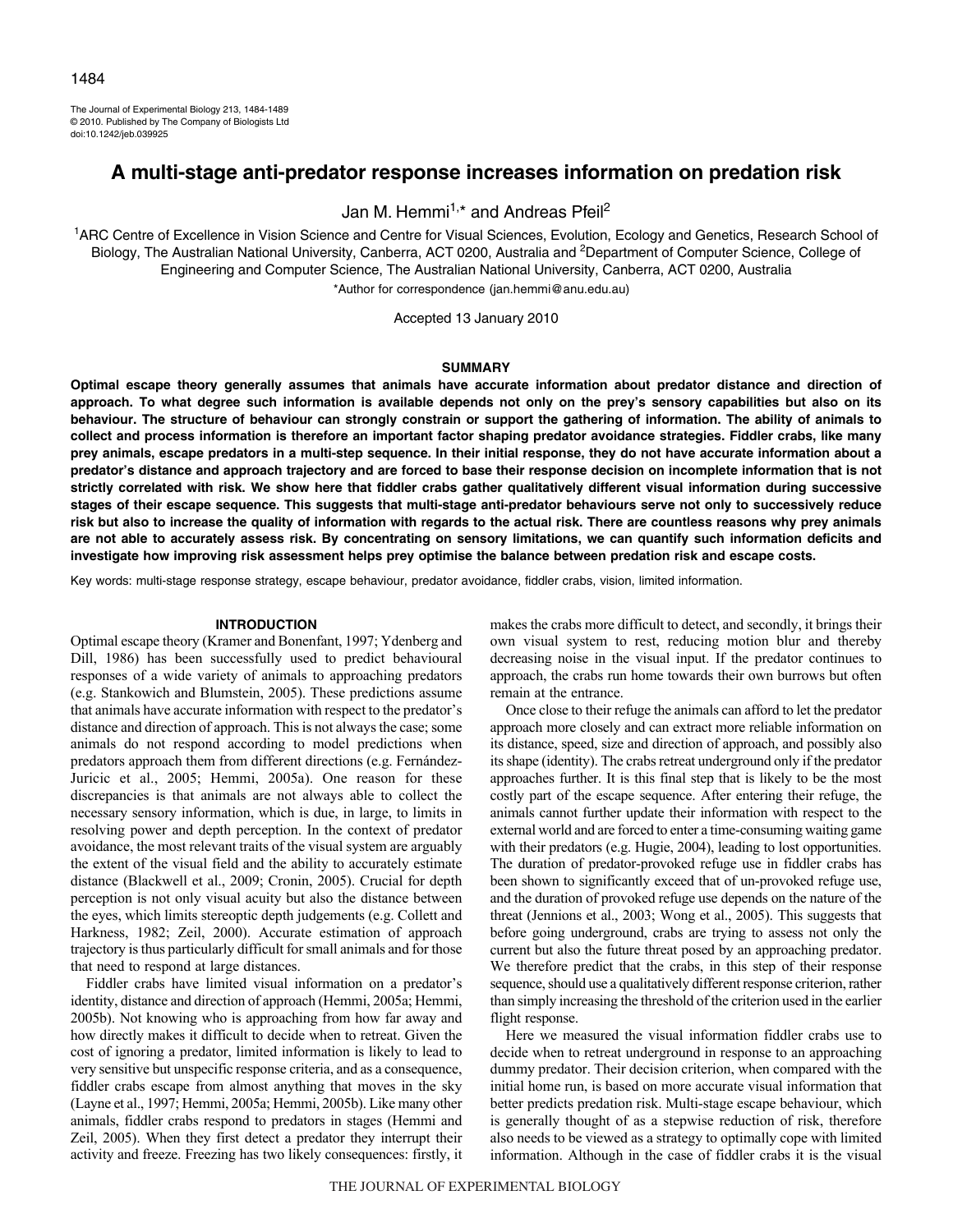# A multi-stage anti-predator response increases information on predation risk

Jan M. Hemmi[1,*] and Andreas Pfeil[2]

[1]ARC Centre of Excellence in Vision Science and Centre for Visual Sciences, Evolution, Ecology and Genetics, Research School of Biology, The Australian National University, Canberra, ACT 0200, Australia and [2]Department of Computer Science, College of Engineering and Computer Science, The Australian National University, Canberra, ACT 0200, Australia

*Author for correspondence (jan.hemmi@anu.edu.au)

Accepted 13 January 2010

## SUMMARY

**Optimal escape theory generally assumes that animals have accurate information about predator distance and direction of approach. To what degree such information is available depends not only on the prey's sensory capabilities but also on its behaviour. The structure of behaviour can strongly constrain or support the gathering of information. The ability of animals to collect and process information is therefore an important factor shaping predator avoidance strategies. Fiddler crabs, like many prey animals, escape predators in a multi-step sequence. In their initial response, they do not have accurate information about a predator's distance and approach trajectory and are forced to base their response decision on incomplete information that is not strictly correlated with risk. We show here that fiddler crabs gather qualitatively different visual information during successive stages of their escape sequence. This suggests that multi-stage anti-predator behaviours serve not only to successively reduce risk but also to increase the quality of information with regards to the actual risk. There are countless reasons why prey animals are not able to accurately assess risk. By concentrating on sensory limitations, we can quantify such information deficits and investigate how improving risk assessment helps prey optimise the balance between predation risk and escape costs.**

Key words: multi-stage response strategy, escape behaviour, predator avoidance, fiddler crabs, vision, limited information.

## INTRODUCTION

Optimal escape theory (Kramer and Bonenfant, 1997; Ydenberg and Dill, 1986) has been successfully used to predict behavioural responses of a wide variety of animals to approaching predators (e.g. Stankowich and Blumstein, 2005). These predictions assume that animals have accurate information with respect to the predator's distance and direction of approach. This is not always the case; some animals do not respond according to model predictions when predators approach them from different directions (e.g. Fernández-Juricic et al., 2005; Hemmi, 2005a). One reason for these discrepancies is that animals are not always able to collect the necessary sensory information, which is due, in large, to limits in resolving power and depth perception. In the context of predator avoidance, the most relevant traits of the visual system are arguably the extent of the visual field and the ability to accurately estimate distance (Blackwell et al., 2009; Cronin, 2005). Crucial for depth perception is not only visual acuity but also the distance between the eyes, which limits stereoptic depth judgements (e.g. Collett and Harkness, 1982; Zeil, 2000). Accurate estimation of approach trajectory is thus particularly difficult for small animals and for those that need to respond at large distances.

Fiddler crabs have limited visual information on a predator's identity, distance and direction of approach (Hemmi, 2005a; Hemmi, 2005b). Not knowing who is approaching from how far away and how directly makes it difficult to decide when to retreat. Given the cost of ignoring a predator, limited information is likely to lead to very sensitive but unspecific response criteria, and as a consequence, fiddler crabs escape from almost anything that moves in the sky (Layne et al., 1997; Hemmi, 2005a; Hemmi, 2005b). Like many other animals, fiddler crabs respond to predators in stages (Hemmi and Zeil, 2005). When they first detect a predator they interrupt their activity and freeze. Freezing has two likely consequences: firstly, it makes the crabs more difficult to detect, and secondly, it brings their own visual system to rest, reducing motion blur and thereby decreasing noise in the visual input. If the predator continues to approach, the crabs run home towards their own burrows but often remain at the entrance.

Once close to their refuge the animals can afford to let the predator approach more closely and can extract more reliable information on its distance, speed, size and direction of approach, and possibly also its shape (identity). The crabs retreat underground only if the predator approaches further. It is this final step that is likely to be the most costly part of the escape sequence. After entering their refuge, the animals cannot further update their information with respect to the external world and are forced to enter a time-consuming waiting game with their predators (e.g. Hugie, 2004), leading to lost opportunities. The duration of predator-provoked refuge use in fiddler crabs has been shown to significantly exceed that of un-provoked refuge use, and the duration of provoked refuge use depends on the nature of the threat (Jennions et al., 2003; Wong et al., 2005). This suggests that before going underground, crabs are trying to assess not only the current but also the future threat posed by an approaching predator. We therefore predict that the crabs, in this step of their response sequence, should use a qualitatively different response criterion, rather than simply increasing the threshold of the criterion used in the earlier flight response.

Here we measured the visual information fiddler crabs use to decide when to retreat underground in response to an approaching dummy predator. Their decision criterion, when compared with the initial home run, is based on more accurate visual information that better predicts predation risk. Multi-stage escape behaviour, which is generally thought of as a stepwise reduction of risk, therefore also needs to be viewed as a strategy to optimally cope with limited information. Although in the case of fiddler crabs it is the visual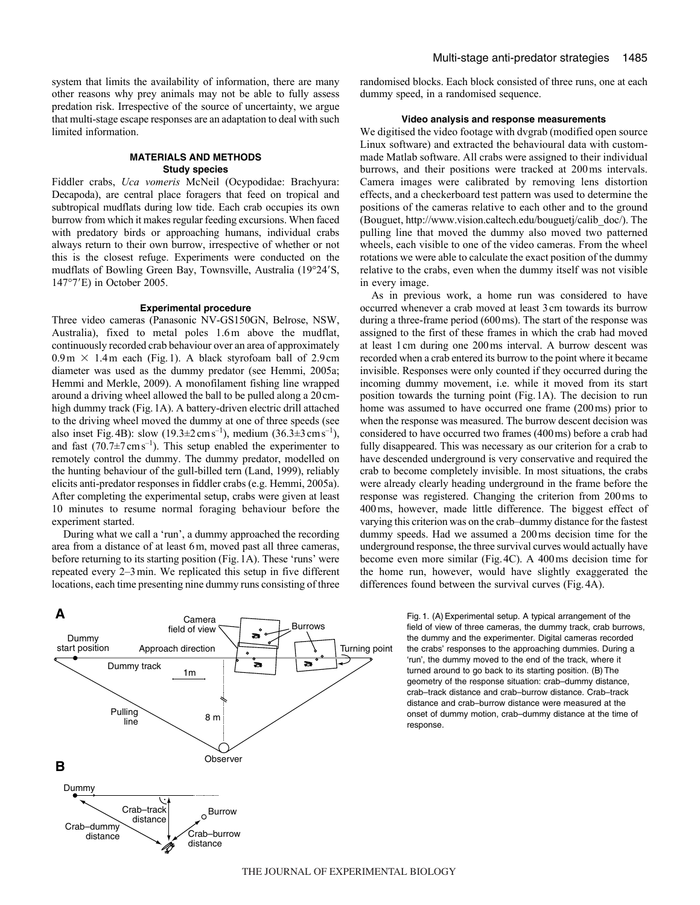system that limits the availability of information, there are many other reasons why prey animals may not be able to fully assess predation risk. Irrespective of the source of uncertainty, we argue that multi-stage escape responses are an adaptation to deal with such limited information.

## MATERIALS AND METHODS

### Study species

Fiddler crabs, *Uca vomeris* McNeil (Ocypodidae: Brachyura: Decapoda), are central place foragers that feed on tropical and subtropical mudflats during low tide. Each crab occupies its own burrow from which it makes regular feeding excursions. When faced with predatory birds or approaching humans, individual crabs always return to their own burrow, irrespective of whether or not this is the closest refuge. Experiments were conducted on the mudflats of Bowling Green Bay, Townsville, Australia (19°24′S, 147°7′E) in October 2005.

### Experimental procedure

Three video cameras (Panasonic NV-GS150GN, Belrose, NSW, Australia), fixed to metal poles 1.6 m above the mudflat, continuously recorded crab behaviour over an area of approximately 0.9 m × 1.4 m each (Fig. 1). A black styrofoam ball of 2.9 cm diameter was used as the dummy predator (see Hemmi, 2005a; Hemmi and Merkle, 2009). A monofilament fishing line wrapped around a driving wheel allowed the ball to be pulled along a 20 cm-high dummy track (Fig. 1A). A battery-driven electric drill attached to the driving wheel moved the dummy at one of three speeds (see also inset Fig. 4B): slow (19.3±2 cm s$^{-1}$), medium (36.3±3 cm s$^{-1}$), and fast (70.7±7 cm s$^{-1}$). This setup enabled the experimenter to remotely control the dummy. The dummy predator, modelled on the hunting behaviour of the gull-billed tern (Land, 1999), reliably elicits anti-predator responses in fiddler crabs (e.g. Hemmi, 2005a). After completing the experimental setup, crabs were given at least 10 minutes to resume normal foraging behaviour before the experiment started.

During what we call a 'run', a dummy approached the recording area from a distance of at least 6 m, moved past all three cameras, before returning to its starting position (Fig. 1A). These 'runs' were repeated every 2–3 min. We replicated this setup in five different locations, each time presenting nine dummy runs consisting of three randomised blocks. Each block consisted of three runs, one at each dummy speed, in a randomised sequence.

### Video analysis and response measurements

We digitised the video footage with dvgrab (modified open source Linux software) and extracted the behavioural data with custom-made Matlab software. All crabs were assigned to their individual burrows, and their positions were tracked at 200 ms intervals. Camera images were calibrated by removing lens distortion effects, and a checkerboard test pattern was used to determine the positions of the cameras relative to each other and to the ground (Bouguet, http://www.vision.caltech.edu/bouguetj/calib_doc/). The pulling line that moved the dummy also moved two patterned wheels, each visible to one of the video cameras. From the wheel rotations we were able to calculate the exact position of the dummy relative to the crabs, even when the dummy itself was not visible in every image.

As in previous work, a home run was considered to have occurred whenever a crab moved at least 3 cm towards its burrow during a three-frame period (600 ms). The start of the response was assigned to the first of these frames in which the crab had moved at least 1 cm during one 200 ms interval. A burrow descent was recorded when a crab entered its burrow to the point where it became invisible. Responses were only counted if they occurred during the incoming dummy movement, i.e. while it moved from its start position towards the turning point (Fig. 1A). The decision to run home was assumed to have occurred one frame (200 ms) prior to when the response was measured. The burrow descent decision was considered to have occurred two frames (400 ms) before a crab had fully disappeared. This was necessary as our criterion for a crab to have descended underground is very conservative and required the crab to become completely invisible. In most situations, the crabs were already clearly heading underground in the frame before the response was registered. Changing the criterion from 200 ms to 400 ms, however, made little difference. The biggest effect of varying this criterion was on the crab–dummy distance for the fastest dummy speeds. Had we assumed a 200 ms decision time for the underground response, the three survival curves would actually have become even more similar (Fig. 4C). A 400 ms decision time for the home run, however, would have slightly exaggerated the differences found between the survival curves (Fig. 4A).

Fig. 1. (A) Experimental setup. A typical arrangement of the field of view of three cameras, the dummy track, crab burrows, the dummy and the experimenter. Digital cameras recorded the crabs' responses to the approaching dummies. During a 'run', the dummy moved to the end of the track, where it turned around to go back to its starting position. (B) The geometry of the response situation: crab–dummy distance, crab–track distance and crab–burrow distance. Crab–track distance and crab–burrow distance were measured at the onset of dummy motion, crab–dummy distance at the time of response.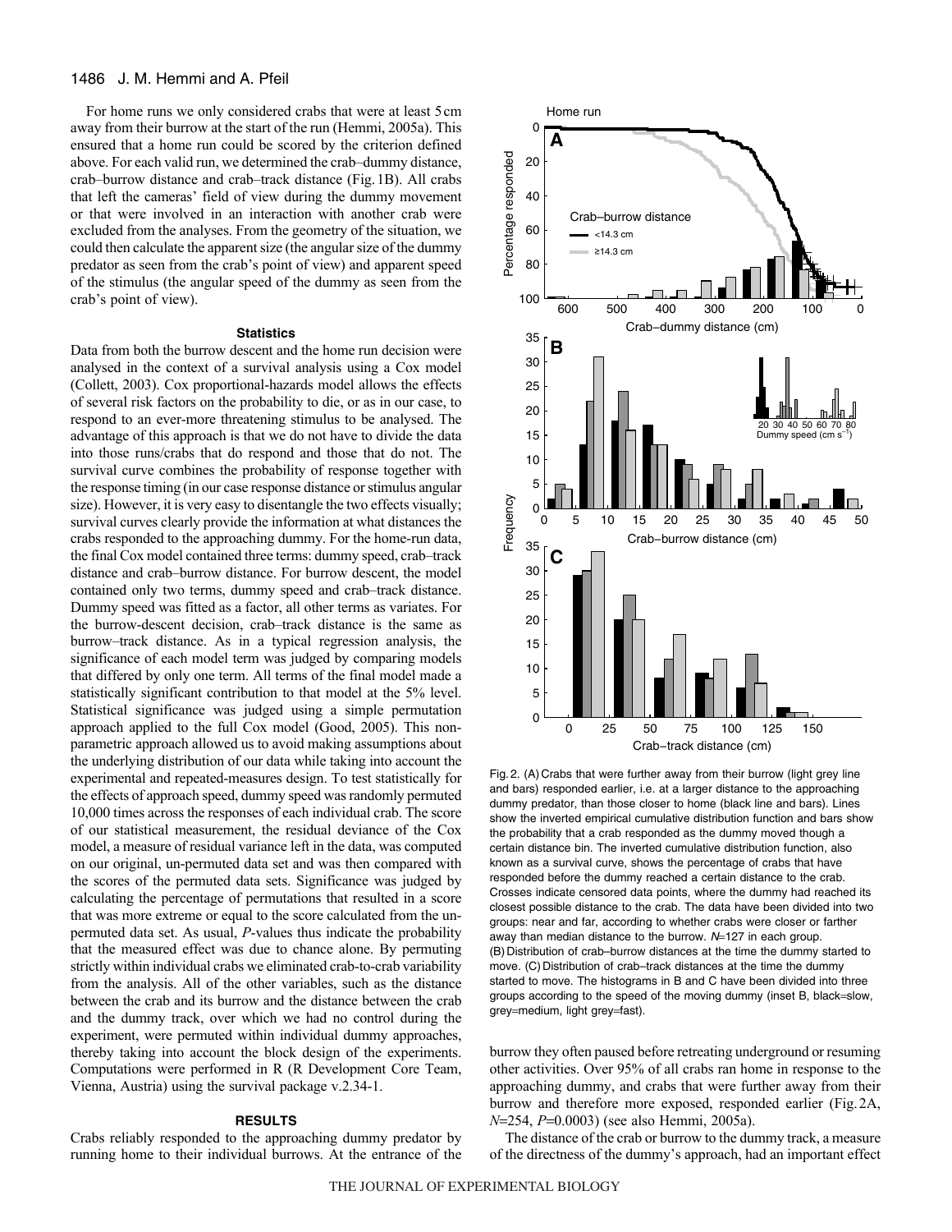For home runs we only considered crabs that were at least 5 cm away from their burrow at the start of the run (Hemmi, 2005a). This ensured that a home run could be scored by the criterion defined above. For each valid run, we determined the crab–dummy distance, crab–burrow distance and crab–track distance (Fig. 1B). All crabs that left the cameras' field of view during the dummy movement or that were involved in an interaction with another crab were excluded from the analyses. From the geometry of the situation, we could then calculate the apparent size (the angular size of the dummy predator as seen from the crab's point of view) and apparent speed of the stimulus (the angular speed of the dummy as seen from the crab's point of view).

### Statistics

Data from both the burrow descent and the home run decision were analysed in the context of a survival analysis using a Cox model (Collett, 2003). Cox proportional-hazards model allows the effects of several risk factors on the probability to die, or as in our case, to respond to an ever-more threatening stimulus to be analysed. The advantage of this approach is that we do not have to divide the data into those runs/crabs that do respond and those that do not. The survival curve combines the probability of response together with the response timing (in our case response distance or stimulus angular size). However, it is very easy to disentangle the two effects visually; survival curves clearly provide the information at what distances the crabs responded to the approaching dummy. For the home-run data, the final Cox model contained three terms: dummy speed, crab–track distance and crab–burrow distance. For burrow descent, the model contained only two terms, dummy speed and crab–track distance. Dummy speed was fitted as a factor, all other terms as variates. For the burrow-descent decision, crab–track distance is the same as burrow–track distance. As in a typical regression analysis, the significance of each model term was judged by comparing models that differed by only one term. All terms of the final model made a statistically significant contribution to that model at the 5% level. Statistical significance was judged using a simple permutation approach applied to the full Cox model (Good, 2005). This non-parametric approach allowed us to avoid making assumptions about the underlying distribution of our data while taking into account the experimental and repeated-measures design. To test statistically for the effects of approach speed, dummy speed was randomly permuted 10,000 times across the responses of each individual crab. The score of our statistical measurement, the residual deviance of the Cox model, a measure of residual variance left in the data, was computed on our original, un-permuted data set and was then compared with the scores of the permuted data sets. Significance was judged by calculating the percentage of permutations that resulted in a score that was more extreme or equal to the score calculated from the un-permuted data set. As usual, *P*-values thus indicate the probability that the measured effect was due to chance alone. By permuting strictly within individual crabs we eliminated crab-to-crab variability from the analysis. All of the other variables, such as the distance between the crab and its burrow and the distance between the crab and the dummy track, over which we had no control during the experiment, were permuted within individual dummy approaches, thereby taking into account the block design of the experiments. Computations were performed in R (R Development Core Team, Vienna, Austria) using the survival package v.2.34-1.

## RESULTS

Crabs reliably responded to the approaching dummy predator by running home to their individual burrows. At the entrance of the burrow they often paused before retreating underground or resuming other activities. Over 95% of all crabs ran home in response to the approaching dummy, and crabs that were further away from their burrow and therefore more exposed, responded earlier (Fig. 2A, $N$=254, $P$=0.0003) (see also Hemmi, 2005a).

The distance of the crab or burrow to the dummy track, a measure of the directness of the dummy's approach, had an important effect

Home run
A
Percentage responded
0
20
40
60
80
100
Crab–burrow distance
<14.3 cm
≥14.3 cm
600 500 400 300 200 100 0
Crab–dummy distance (cm)

B
Frequency
0 5 10 15 20 25 30 35
0 5 10 15 20 25 30 35 40 45 50
Crab–burrow distance (cm)
20 30 40 50 60 70 80
Dummy speed (cm s$^{-1}$)

C
0 5 10 15 20 25 30 35
0 25 50 75 100 125 150
Crab–track distance (cm)

Fig. 2. (A) Crabs that were further away from their burrow (light grey line and bars) responded earlier, i.e. at a larger distance to the approaching dummy predator, than those closer to home (black line and bars). Lines show the inverted empirical cumulative distribution function and bars show the probability that a crab responded as the dummy moved though a certain distance bin. The inverted cumulative distribution function, also known as a survival curve, shows the percentage of crabs that have responded before the dummy reached a certain distance to the crab. Crosses indicate censored data points, where the dummy had reached its closest possible distance to the crab. The data have been divided into two groups: near and far, according to whether crabs were closer or farther away than median distance to the burrow. $N$=127 in each group. (B) Distribution of crab–burrow distances at the time the dummy started to move. (C) Distribution of crab–track distances at the time the dummy started to move. The histograms in B and C have been divided into three groups according to the speed of the moving dummy (inset B, black=slow, grey=medium, light grey=fast).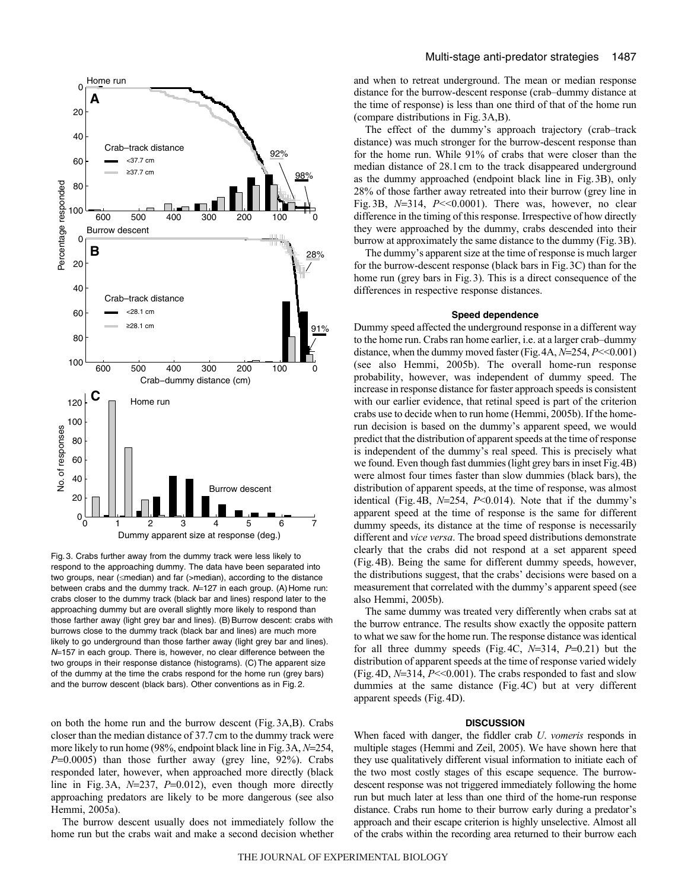Fig. 3. Crabs further away from the dummy track were less likely to respond to the approaching dummy. The data have been separated into two groups, near (≤median) and far (>median), according to the distance between crabs and the dummy track. $N$=127 in each group. (A) Home run: crabs closer to the dummy track (black bar and lines) respond later to the approaching dummy but are overall slightly more likely to respond than those farther away (light grey bar and lines). (B) Burrow descent: crabs with burrows close to the dummy track (black bar and lines) are much more likely to go underground than those farther away (light grey bar and lines). $N$=157 in each group. There is, however, no clear difference between the two groups in their response distance (histograms). (C) The apparent size of the dummy at the time the crabs respond for the home run (grey bars) and the burrow descent (black bars). Other conventions as in Fig. 2.

on both the home run and the burrow descent (Fig. 3A,B). Crabs closer than the median distance of 37.7 cm to the dummy track were more likely to run home (98%, endpoint black line in Fig. 3A, $N$=254, $P$=0.0005) than those further away (grey line, 92%). Crabs responded later, however, when approached more directly (black line in Fig. 3A, $N$=237, $P$=0.012), even though more directly approaching predators are likely to be more dangerous (see also Hemmi, 2005a).

The burrow descent usually does not immediately follow the home run but the crabs wait and make a second decision whether and when to retreat underground. The mean or median response distance for the burrow-descent response (crab–dummy distance at the time of response) is less than one third of that of the home run (compare distributions in Fig. 3A,B).

The effect of the dummy's approach trajectory (crab–track distance) was much stronger for the burrow-descent response than for the home run. While 91% of crabs that were closer than the median distance of 28.1 cm to the track disappeared underground as the dummy approached (endpoint black line in Fig. 3B), only 28% of those farther away retreated into their burrow (grey line in Fig. 3B, $N$=314, $P$<<0.0001). There was, however, no clear difference in the timing of this response. Irrespective of how directly they were approached by the dummy, crabs descended into their burrow at approximately the same distance to the dummy (Fig. 3B).

The dummy's apparent size at the time of response is much larger for the burrow-descent response (black bars in Fig. 3C) than for the home run (grey bars in Fig. 3). This is a direct consequence of the differences in respective response distances.

### Speed dependence

Dummy speed affected the underground response in a different way to the home run. Crabs ran home earlier, i.e. at a larger crab–dummy distance, when the dummy moved faster (Fig. 4A, $N$=254, $P$<<0.001) (see also Hemmi, 2005b). The overall home-run response probability, however, was independent of dummy speed. The increase in response distance for faster approach speeds is consistent with our earlier evidence, that retinal speed is part of the criterion crabs use to decide when to run home (Hemmi, 2005b). If the home-run decision is based on the dummy's apparent speed, we would predict that the distribution of apparent speeds at the time of response is independent of the dummy's real speed. This is precisely what we found. Even though fast dummies (light grey bars in inset Fig. 4B) were almost four times faster than slow dummies (black bars), the distribution of apparent speeds, at the time of response, was almost identical (Fig. 4B, $N$=254, $P$<0.014). Note that if the dummy's apparent speed at the time of response is the same for different dummy speeds, its distance at the time of response is necessarily different and *vice versa*. The broad speed distributions demonstrate clearly that the crabs did not respond at a set apparent speed (Fig. 4B). Being the same for different dummy speeds, however, the distributions suggest, that the crabs' decisions were based on a measurement that correlated with the dummy's apparent speed (see also Hemmi, 2005b).

The same dummy was treated very differently when crabs sat at the burrow entrance. The results show exactly the opposite pattern to what we saw for the home run. The response distance was identical for all three dummy speeds (Fig. 4C, $N$=314, $P$=0.21) but the distribution of apparent speeds at the time of response varied widely (Fig. 4D, $N$=314, $P$<<0.001). The crabs responded to fast and slow dummies at the same distance (Fig. 4C) but at very different apparent speeds (Fig. 4D).

## DISCUSSION

When faced with danger, the fiddler crab *U. vomeris* responds in multiple stages (Hemmi and Zeil, 2005). We have shown here that they use qualitatively different visual information to initiate each of the two most costly stages of this escape sequence. The burrow-descent response was not triggered immediately following the home run but much later at less than one third of the home-run response distance. Crabs run home to their burrow early during a predator's approach and their escape criterion is highly unselective. Almost all of the crabs within the recording area returned to their burrow each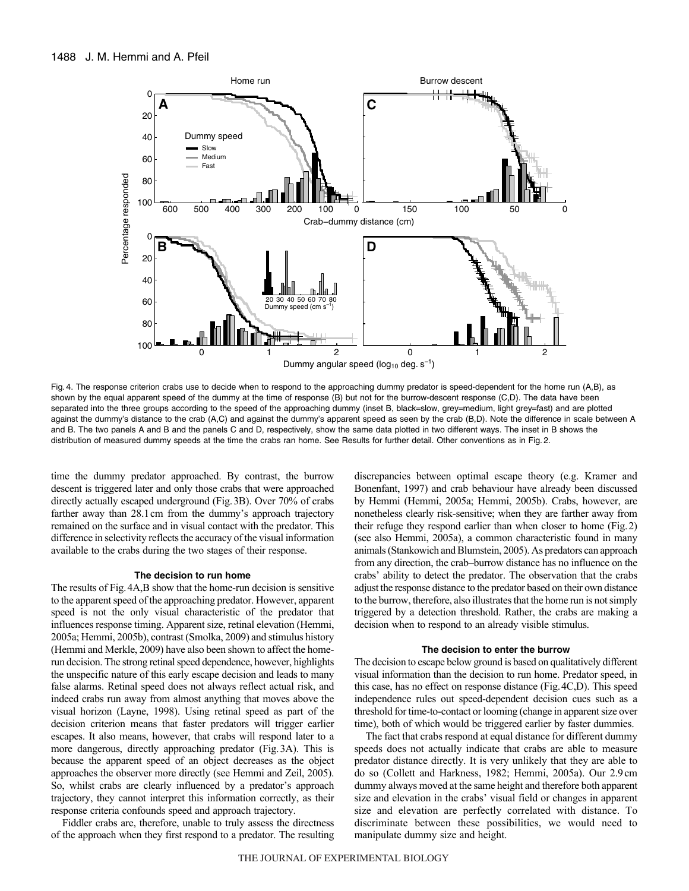Fig. 4. The response criterion crabs use to decide when to respond to the approaching dummy predator is speed-dependent for the home run (A,B), as shown by the equal apparent speed of the dummy at the time of response (B) but not for the burrow-descent response (C,D). The data have been separated into the three groups according to the speed of the approaching dummy (inset B, black=slow, grey=medium, light grey=fast) and are plotted against the dummy's distance to the crab (A,C) and against the dummy's apparent speed as seen by the crab (B,D). Note the difference in scale between A and B. The two panels A and B and the panels C and D, respectively, show the same data plotted in two different ways. The inset in B shows the distribution of measured dummy speeds at the time the crabs ran home. See Results for further detail. Other conventions as in Fig. 2.

time the dummy predator approached. By contrast, the burrow descent is triggered later and only those crabs that were approached directly actually escaped underground (Fig. 3B). Over 70% of crabs farther away than 28.1 cm from the dummy's approach trajectory remained on the surface and in visual contact with the predator. This difference in selectivity reflects the accuracy of the visual information available to the crabs during the two stages of their response.

### The decision to run home

The results of Fig. 4A,B show that the home-run decision is sensitive to the apparent speed of the approaching predator. However, apparent speed is not the only visual characteristic of the predator that influences response timing. Apparent size, retinal elevation (Hemmi, 2005a; Hemmi, 2005b), contrast (Smolka, 2009) and stimulus history (Hemmi and Merkle, 2009) have also been shown to affect the home-run decision. The strong retinal speed dependence, however, highlights the unspecific nature of this early escape decision and leads to many false alarms. Retinal speed does not always reflect actual risk, and indeed crabs run away from almost anything that moves above the visual horizon (Layne, 1998). Using retinal speed as part of the decision criterion means that faster predators will trigger earlier escapes. It also means, however, that crabs will respond later to a more dangerous, directly approaching predator (Fig. 3A). This is because the apparent speed of an object decreases as the object approaches the observer more directly (see Hemmi and Zeil, 2005). So, whilst crabs are clearly influenced by a predator's approach trajectory, they cannot interpret this information correctly, as their response criteria confounds speed and approach trajectory.

Fiddler crabs are, therefore, unable to truly assess the directness of the approach when they first respond to a predator. The resulting discrepancies between optimal escape theory (e.g. Kramer and Bonenfant, 1997) and crab behaviour have already been discussed by Hemmi (Hemmi, 2005a; Hemmi, 2005b). Crabs, however, are nonetheless clearly risk-sensitive; when they are farther away from their refuge they respond earlier than when closer to home (Fig. 2) (see also Hemmi, 2005a), a common characteristic found in many animals (Stankowich and Blumstein, 2005). As predators can approach from any direction, the crab–burrow distance has no influence on the crabs' ability to detect the predator. The observation that the crabs adjust the response distance to the predator based on their own distance to the burrow, therefore, also illustrates that the home run is not simply triggered by a detection threshold. Rather, the crabs are making a decision when to respond to an already visible stimulus.

### The decision to enter the burrow

The decision to escape below ground is based on qualitatively different visual information than the decision to run home. Predator speed, in this case, has no effect on response distance (Fig. 4C,D). This speed independence rules out speed-dependent decision cues such as a threshold for time-to-contact or looming (change in apparent size over time), both of which would be triggered earlier by faster dummies.

The fact that crabs respond at equal distance for different dummy speeds does not actually indicate that crabs are able to measure predator distance directly. It is very unlikely that they are able to do so (Collett and Harkness, 1982; Hemmi, 2005a). Our 2.9 cm dummy always moved at the same height and therefore both apparent size and elevation in the crabs' visual field or changes in apparent size and elevation are perfectly correlated with distance. To discriminate between these possibilities, we would need to manipulate dummy size and height.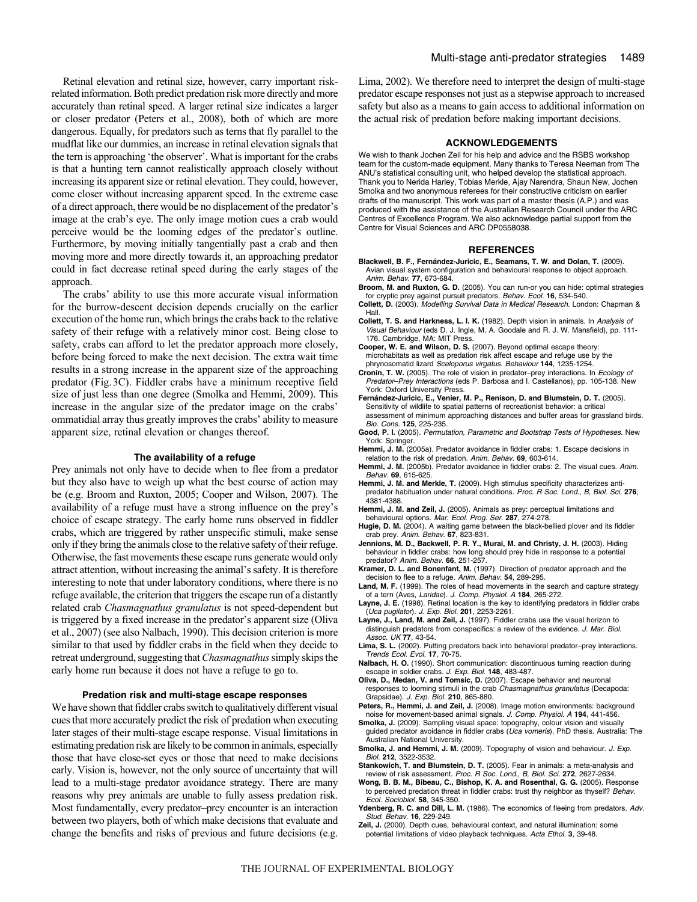Retinal elevation and retinal size, however, carry important risk-related information. Both predict predation risk more directly and more accurately than retinal speed. A larger retinal size indicates a larger or closer predator (Peters et al., 2008), both of which are more dangerous. Equally, for predators such as terns that fly parallel to the mudflat like our dummies, an increase in retinal elevation signals that the tern is approaching 'the observer'. What is important for the crabs is that a hunting tern cannot realistically approach closely without increasing its apparent size or retinal elevation. They could, however, come closer without increasing apparent speed. In the extreme case of a direct approach, there would be no displacement of the predator's image at the crab's eye. The only image motion cues a crab would perceive would be the looming edges of the predator's outline. Furthermore, by moving initially tangentially past a crab and then moving more and more directly towards it, an approaching predator could in fact decrease retinal speed during the early stages of the approach.

The crabs' ability to use this more accurate visual information for the burrow-descent decision depends crucially on the earlier execution of the home run, which brings the crabs back to the relative safety of their refuge with a relatively minor cost. Being close to safety, crabs can afford to let the predator approach more closely, before being forced to make the next decision. The extra wait time results in a strong increase in the apparent size of the approaching predator (Fig. 3C). Fiddler crabs have a minimum receptive field size of just less than one degree (Smolka and Hemmi, 2009). This increase in the angular size of the predator image on the crabs' ommatidial array thus greatly improves the crabs' ability to measure apparent size, retinal elevation or changes thereof.

### The availability of a refuge

Prey animals not only have to decide when to flee from a predator but they also have to weigh up what the best course of action may be (e.g. Broom and Ruxton, 2005; Cooper and Wilson, 2007). The availability of a refuge must have a strong influence on the prey's choice of escape strategy. The early home runs observed in fiddler crabs, which are triggered by rather unspecific stimuli, make sense only if they bring the animals close to the relative safety of their refuge. Otherwise, the fast movements these escape runs generate would only attract attention, without increasing the animal's safety. It is therefore interesting to note that under laboratory conditions, where there is no refuge available, the criterion that triggers the escape run of a distantly related crab *Chasmagnathus granulatus* is not speed-dependent but is triggered by a fixed increase in the predator's apparent size (Oliva et al., 2007) (see also Nalbach, 1990). This decision criterion is more similar to that used by fiddler crabs in the field when they decide to retreat underground, suggesting that *Chasmagnathus* simply skips the early home run because it does not have a refuge to go to.

### Predation risk and multi-stage escape responses

We have shown that fiddler crabs switch to qualitatively different visual cues that more accurately predict the risk of predation when executing later stages of their multi-stage escape response. Visual limitations in estimating predation risk are likely to be common in animals, especially those that have close-set eyes or those that need to make decisions early. Vision is, however, not the only source of uncertainty that will lead to a multi-stage predator avoidance strategy. There are many reasons why prey animals are unable to fully assess predation risk. Most fundamentally, every predator–prey encounter is an interaction between two players, both of which make decisions that evaluate and change the benefits and risks of previous and future decisions (e.g. Lima, 2002). We therefore need to interpret the design of multi-stage predator escape responses not just as a stepwise approach to increased safety but also as a means to gain access to additional information on the actual risk of predation before making important decisions.

## ACKNOWLEDGEMENTS

We wish to thank Jochen Zeil for his help and advice and the RSBS workshop team for the custom-made equipment. Many thanks to Teresa Neeman from The ANU's statistical consulting unit, who helped develop the statistical approach. Thank you to Nerida Harley, Tobias Merkle, Ajay Narendra, Shaun New, Jochen Smolka and two anonymous referees for their constructive criticism on earlier drafts of the manuscript. This work was part of a master thesis (A.P.) and was produced with the assistance of the Australian Research Council under the ARC Centres of Excellence Program. We also acknowledge partial support from the Centre for Visual Sciences and ARC DP0558038.

## REFERENCES

**Blackwell, B. F., Fernández-Juricic, E., Seamans, T. W. and Dolan, T.** (2009). Avian visual system configuration and behavioural response to object approach. *Anim. Behav.* **77**, 673-684.

**Broom, M. and Ruxton, G. D.** (2005). You can run-or you can hide: optimal strategies for cryptic prey against pursuit predators. *Behav. Ecol.* **16**, 534-540.

**Collett, D.** (2003). *Modelling Survival Data in Medical Research*. London: Chapman & Hall.

**Collett, T. S. and Harkness, L. I. K.** (1982). Depth vision in animals. In *Analysis of Visual Behaviour* (eds D. J. Ingle, M. A. Goodale and R. J. W. Mansfield), pp. 111-176. Cambridge, MA: MIT Press.

**Cooper, W. E. and Wilson, D. S.** (2007). Beyond optimal escape theory: microhabitats as well as predation risk affect escape and refuge use by the phrynosomatid lizard *Sceloporus virgatus*. *Behaviour* **144**, 1235-1254.

**Cronin, T. W.** (2005). The role of vision in predator–prey interactions. In *Ecology of Predator–Prey Interactions* (eds P. Barbosa and I. Castellanos), pp. 105-138. New York: Oxford University Press.

**Fernández-Juricic, E., Venier, M. P., Renison, D. and Blumstein, D. T.** (2005). Sensitivity of wildlife to spatial patterns of recreationist behavior: a critical assessment of minimum approaching distances and buffer areas for grassland birds. *Bio. Cons.* **125**, 225-235.

**Good, P. I.** (2005). *Permutation, Parametric and Bootstrap Tests of Hypotheses*. New York: Springer.

**Hemmi, J. M.** (2005a). Predator avoidance in fiddler crabs: 1. Escape decisions in relation to the risk of predation. *Anim. Behav.* **69**, 603-614.

**Hemmi, J. M.** (2005b). Predator avoidance in fiddler crabs: 2. The visual cues. *Anim. Behav.* **69**, 615-625.

**Hemmi, J. M. and Merkle, T.** (2009). High stimulus specificity characterizes anti-predator habituation under natural conditions. *Proc. R Soc. Lond., B, Biol. Sci.* **276**, 4381-4388.

**Hemmi, J. M. and Zeil, J.** (2005). Animals as prey: perceptual limitations and behavioural options. *Mar. Ecol. Prog. Ser.* **287**, 274-278.

**Hugie, D. M.** (2004). A waiting game between the black-bellied plover and its fiddler crab prey. *Anim. Behav.* **67**, 823-831.

**Jennions, M. D., Backwell, P. R. Y., Murai, M. and Christy, J. H.** (2003). Hiding behaviour in fiddler crabs: how long should prey hide in response to a potential predator? *Anim. Behav.* **66**, 251-257.

**Kramer, D. L. and Bonenfant, M.** (1997). Direction of predator approach and the decision to flee to a refuge. *Anim. Behav.* **54**, 289-295.

**Land, M. F.** (1999). The roles of head movements in the search and capture strategy of a tern (Aves, *Laridae*). *J. Comp. Physiol. A* **184**, 265-272.

**Layne, J. E.** (1998). Retinal location is the key to identifying predators in fiddler crabs (*Uca pugilator*). *J. Exp. Biol.* **201**, 2253-2261.

**Layne, J., Land, M. and Zeil, J.** (1997). Fiddler crabs use the visual horizon to distinguish predators from conspecifics: a review of the evidence. *J. Mar. Biol. Assoc. UK* **77**, 43-54.

**Lima, S. L.** (2002). Putting predators back into behavioral predator–prey interactions. *Trends Ecol. Evol.* **17**, 70-75.

**Nalbach, H. O.** (1990). Short communication: discontinuous turning reaction during escape in soldier crabs. *J. Exp. Biol.* **148**, 483-487.

**Oliva, D., Medan, V. and Tomsic, D.** (2007). Escape behavior and neuronal responses to looming stimuli in the crab *Chasmagnathus granulatus* (Decapoda: Grapsidae). *J. Exp. Biol.* **210**, 865-880.

**Peters, R., Hemmi, J. and Zeil, J.** (2008). Image motion environments: background noise for movement-based animal signals. *J. Comp. Physiol. A* **194**, 441-456.

**Smolka, J.** (2009). Sampling visual space: topography, colour vision and visually guided predator avoidance in fiddler crabs (*Uca vomeris*). PhD thesis. Australia: The Australian National University.

**Smolka, J. and Hemmi, J. M.** (2009). Topography of vision and behaviour. *J. Exp. Biol.* **212**, 3522-3532.

**Stankowich, T. and Blumstein, D. T.** (2005). Fear in animals: a meta-analysis and review of risk assessment. *Proc. R Soc. Lond., B, Biol. Sci.* **272**, 2627-2634.

**Wong, B. B. M., Bibeau, C., Bishop, K. A. and Rosenthal, G. G.** (2005). Response to perceived predation threat in fiddler crabs: trust thy neighbor as thyself? *Behav. Ecol. Sociobiol.* **58**, 345-350.

**Ydenberg, R. C. and Dill, L. M.** (1986). The economics of fleeing from predators. *Adv. Stud. Behav.* **16**, 229-249.

**Zeil, J.** (2000). Depth cues, behavioural context, and natural illumination: some potential limitations of video playback techniques. *Acta Ethol.* **3**, 39-48.